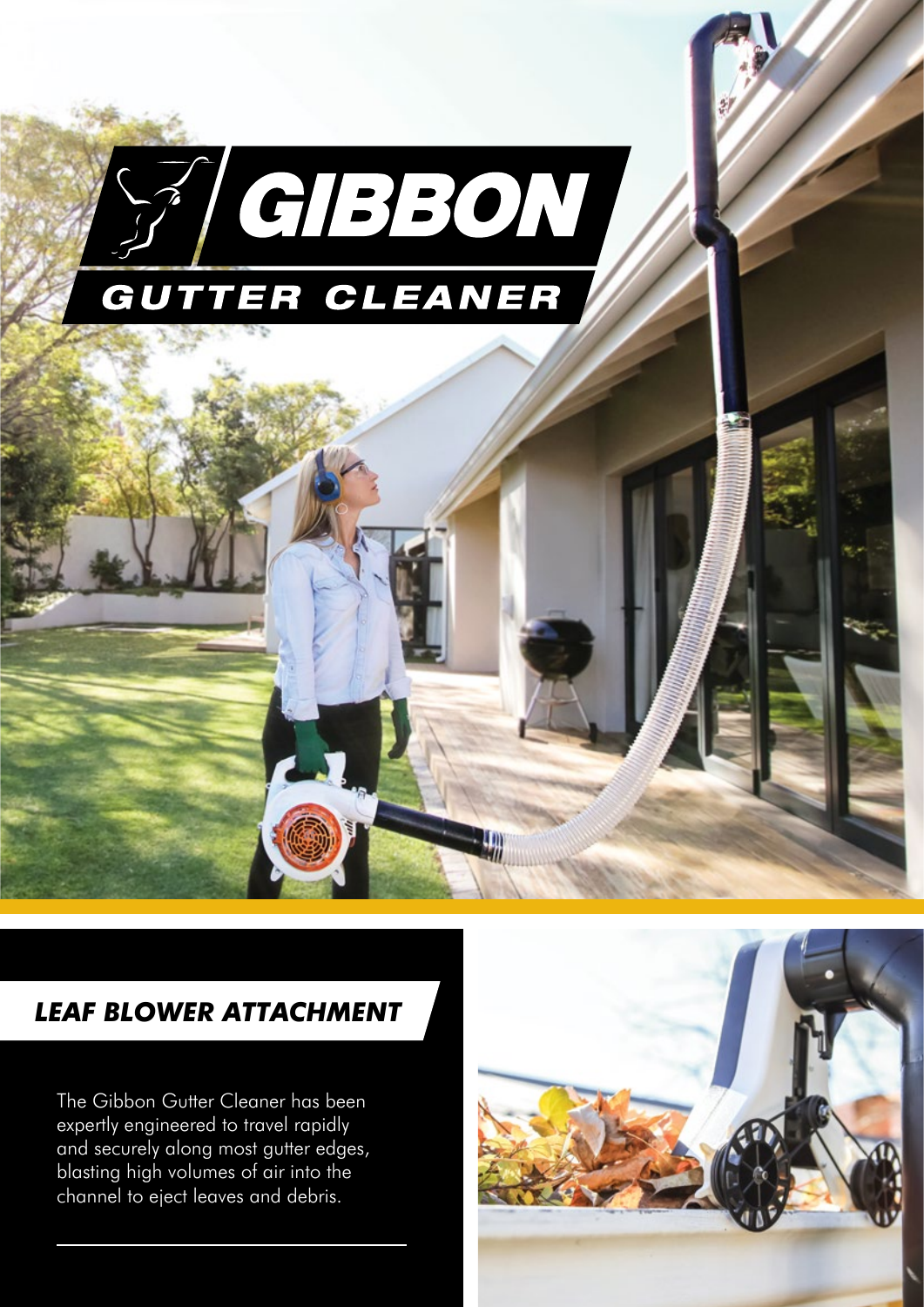# GIBBON

## GUTTER CLEANER

### *LEAF BLOWER ATTACHMENT*

The Gibbon Gutter Cleaner has been expertly engineered to travel rapidly and securely along most gutter edges, blasting high volumes of air into the channel to eject leaves and debris.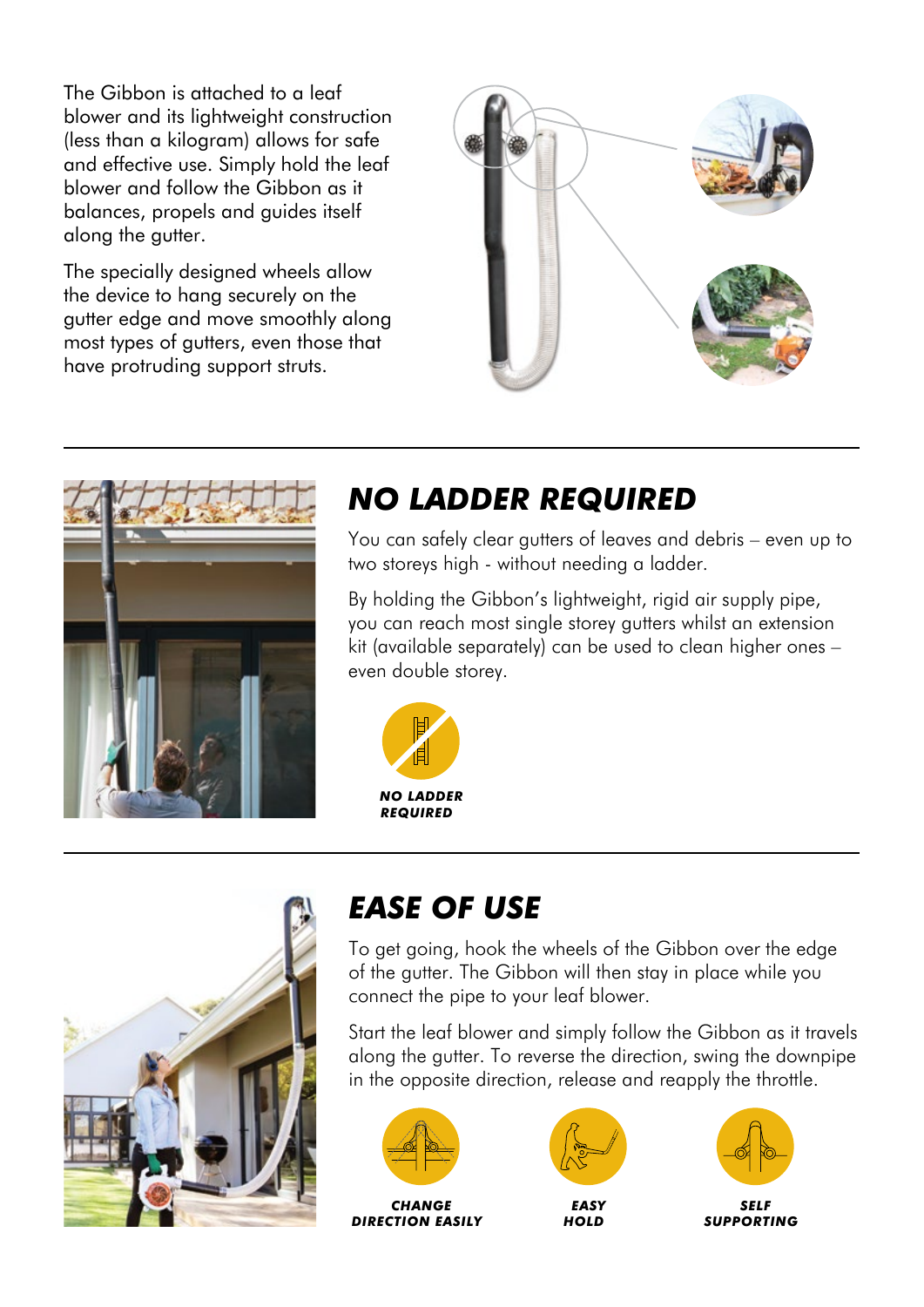The Gibbon is attached to a leaf blower and its lightweight construction (less than a kilogram) allows for safe and effective use. Simply hold the leaf blower and follow the Gibbon as it balances, propels and guides itself along the gutter.

The specially designed wheels allow the device to hang securely on the gutter edge and move smoothly along most types of gutters, even those that have protruding support struts.

---

## NO LADDER REQUIRED

You can safely clear gutters of leaves and debris – even up to two storeys high - without needing a ladder.

By holding the Gibbon's lightweight, rigid air supply pipe, you can reach most single storey gutters whilst an extension kit (available separately) can be used to clean higher ones – even double storey.

**NO LADDER REQUIRED**

---

## EASE OF USE

To get going, hook the wheels of the Gibbon over the edge of the gutter. The Gibbon will then stay in place while you connect the pipe to your leaf blower.

Start the leaf blower and simply follow the Gibbon as it travels along the gutter. To reverse the direction, swing the downpipe in the opposite direction, release and reapply the throttle.

**CHANGE DIRECTION EASILY**

**EASY HOLD**

**SELF SUPPORTING**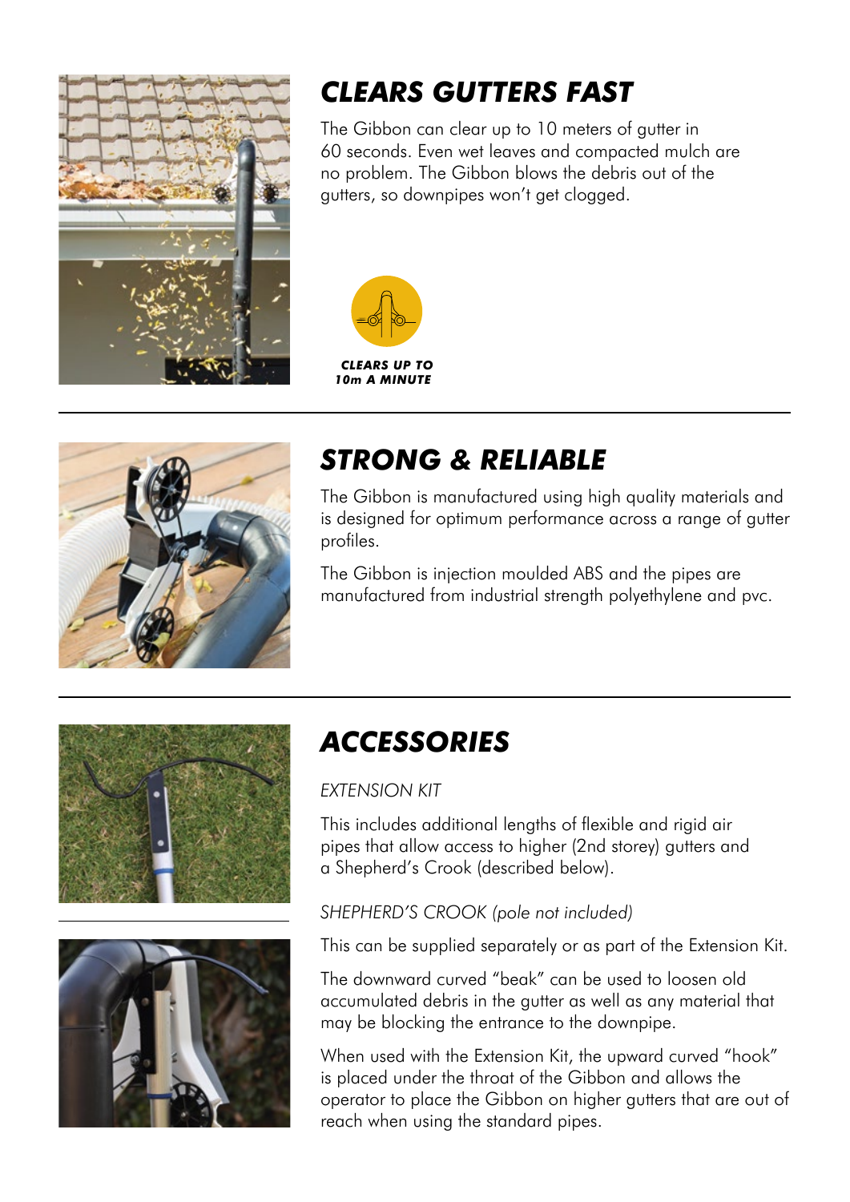## CLEARS GUTTERS FAST

The Gibbon can clear up to 10 meters of gutter in 60 seconds. Even wet leaves and compacted mulch are no problem. The Gibbon blows the debris out of the gutters, so downpipes won't get clogged.

**CLEARS UP TO 10m A MINUTE**

---

## STRONG & RELIABLE

The Gibbon is manufactured using high quality materials and is designed for optimum performance across a range of gutter profiles.

The Gibbon is injection moulded ABS and the pipes are manufactured from industrial strength polyethylene and pvc.

---

## ACCESSORIES

*EXTENSION KIT*

This includes additional lengths of flexible and rigid air pipes that allow access to higher (2nd storey) gutters and a Shepherd's Crook (described below).

*SHEPHERD'S CROOK (pole not included)*

This can be supplied separately or as part of the Extension Kit.

The downward curved "beak" can be used to loosen old accumulated debris in the gutter as well as any material that may be blocking the entrance to the downpipe.

When used with the Extension Kit, the upward curved "hook" is placed under the throat of the Gibbon and allows the operator to place the Gibbon on higher gutters that are out of reach when using the standard pipes.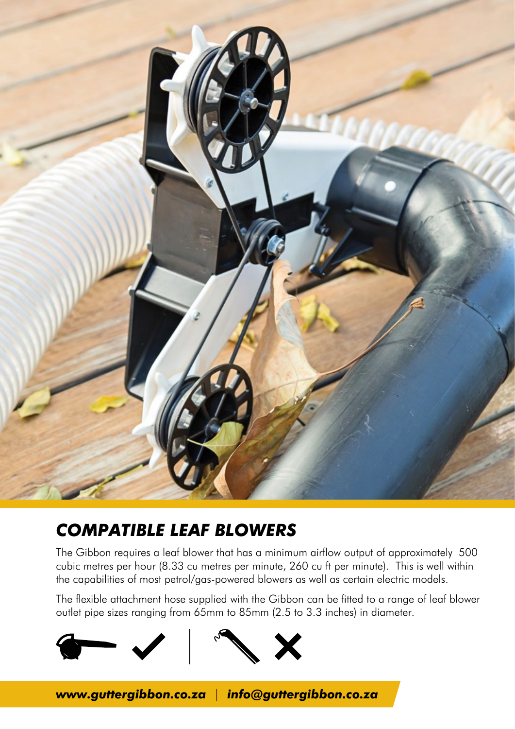## *COMPATIBLE LEAF BLOWERS*

The Gibbon requires a leaf blower that has a minimum airflow output of approximately 500 cubic metres per hour (8.33 cu metres per minute, 260 cu ft per minute). This is well within the capabilities of most petrol/gas-powered blowers as well as certain electric models.

The flexible attachment hose supplied with the Gibbon can be fitted to a range of leaf blower outlet pipe sizes ranging from 65mm to 85mm (2.5 to 3.3 inches) in diameter.

***www.guttergibbon.co.za*** | ***info@guttergibbon.co.za***